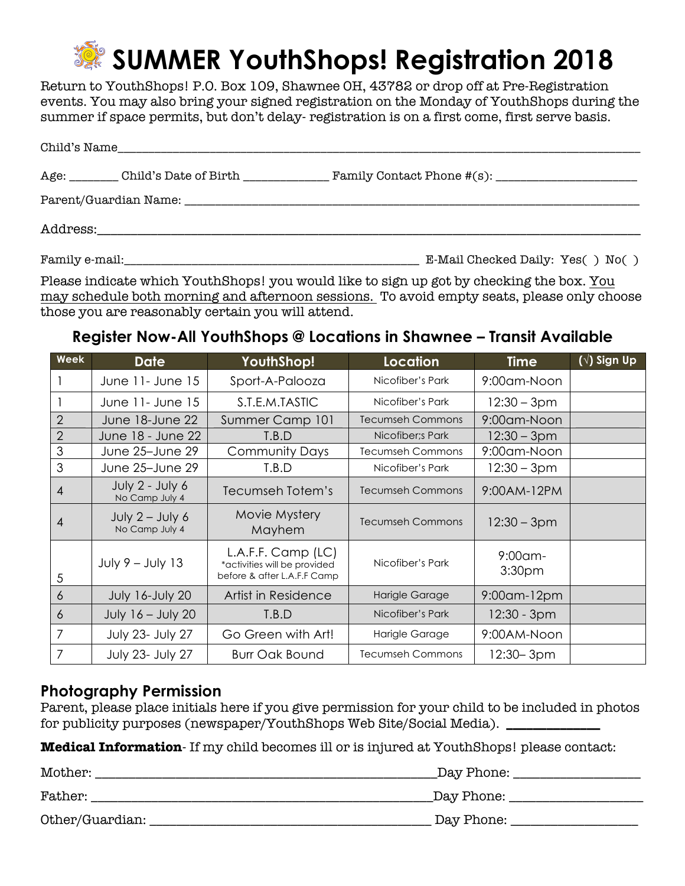# SUMMER YouthShops! Registration 2018

Return to YouthShops! P.O. Box 109, Shawnee OH, 43782 or drop off at Pre-Registration events. You may also bring your signed registration on the Monday of YouthShops during the summer if space permits, but don't delay- registration is on a first come, first serve basis.

Child's Name_______________________________________________

Age: _______ Child's Date of Birth _____________ Family Contact Phone #(s): _____________________

Parent/Guardian Name: _______________________________________________

Address:_______________________________________________

Family e-mail:_____________________________________ E-Mail Checked Daily: Yes( ) No( )

Please indicate which YouthShops! you would like to sign up got by checking the box. <u>You may schedule both morning and afternoon sessions.</u> To avoid empty seats, please only choose those you are reasonably certain you will attend.

### Register Now-All YouthShops @ Locations in Shawnee – Transit Available

| Week | Date | YouthShop! | Location | Time | (√) Sign Up |
|---|---|---|---|---|---|
| 1 | June 11- June 15 | Sport-A-Palooza | Nicofiber's Park | 9:00am-Noon | |
| 1 | June 11- June 15 | S.T.E.M.TASTIC | Nicofiber's Park | 12:30 – 3pm | |
| 2 | June 18-June 22 | Summer Camp 101 | Tecumseh Commons | 9:00am-Noon | |
| 2 | June 18 - June 22 | T.B.D | Nicofiber;s Park | 12:30 – 3pm | |
| 3 | June 25–June 29 | Community Days | Tecumseh Commons | 9:00am-Noon | |
| 3 | June 25–June 29 | T.B.D | Nicofiber's Park | 12:30 – 3pm | |
| 4 | July 2 - July 6 No Camp July 4 | Tecumseh Totem's | Tecumseh Commons | 9:00AM-12PM | |
| 4 | July 2 – July 6 No Camp July 4 | Movie Mystery Mayhem | Tecumseh Commons | 12:30 – 3pm | |
| 5 | July 9 – July 13 | L.A.F.F. Camp (LC) *activities will be provided before & after L.A.F.F Camp | Nicofiber's Park | 9:00am-3:30pm | |
| 6 | July 16-July 20 | Artist in Residence | Harigle Garage | 9:00am-12pm | |
| 6 | July 16 – July 20 | T.B.D | Nicofiber's Park | 12:30 - 3pm | |
| 7 | July 23- July 27 | Go Green with Art! | Harigle Garage | 9:00AM-Noon | |
| 7 | July 23- July 27 | Burr Oak Bound | Tecumseh Commons | 12:30– 3pm | |

## Photography Permission

Parent, please place initials here if you give permission for your child to be included in photos for publicity purposes (newspaper/YouthShops Web Site/Social Media). __________

**Medical Information**- If my child becomes ill or is injured at YouthShops! please contact:

Mother: _______________________________________ Day Phone: _______________

Father: _______________________________________ Day Phone: _______________

Other/Guardian: _________________________________ Day Phone: _______________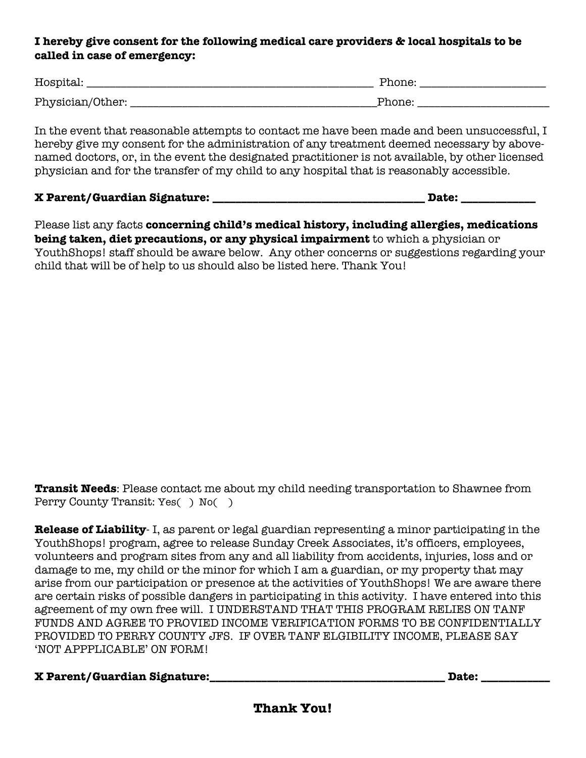**I hereby give consent for the following medical care providers & local hospitals to be called in case of emergency:**

Hospital: ___________________________________________________ Phone: ______________________

Physician/Other: _____________________________________________Phone: _______________________

In the event that reasonable attempts to contact me have been made and been unsuccessful, I hereby give my consent for the administration of any treatment deemed necessary by above-named doctors, or, in the event the designated practitioner is not available, by other licensed physician and for the transfer of my child to any hospital that is reasonably accessible.

**X Parent/Guardian Signature: ____________________________________ Date: ____________**

Please list any facts **concerning child's medical history, including allergies, medications being taken, diet precautions, or any physical impairment** to which a physician or YouthShops! staff should be aware below. Any other concerns or suggestions regarding your child that will be of help to us should also be listed here. Thank You!

**Transit Needs**: Please contact me about my child needing transportation to Shawnee from Perry County Transit: Yes( ) No( )

**Release of Liability**- I, as parent or legal guardian representing a minor participating in the YouthShops! program, agree to release Sunday Creek Associates, it's officers, employees, volunteers and program sites from any and all liability from accidents, injuries, loss and or damage to me, my child or the minor for which I am a guardian, or my property that may arise from our participation or presence at the activities of YouthShops! We are aware there are certain risks of possible dangers in participating in this activity. I have entered into this agreement of my own free will. I UNDERSTAND THAT THIS PROGRAM RELIES ON TANF FUNDS AND AGREE TO PROVIED INCOME VERIFICATION FORMS TO BE CONFIDENTIALLY PROVIDED TO PERRY COUNTY JFS. IF OVER TANF ELGIBILITY INCOME, PLEASE SAY 'NOT APPPLICABLE' ON FORM!

**X Parent/Guardian Signature:________________________________________ Date: ___________**

**Thank You!**